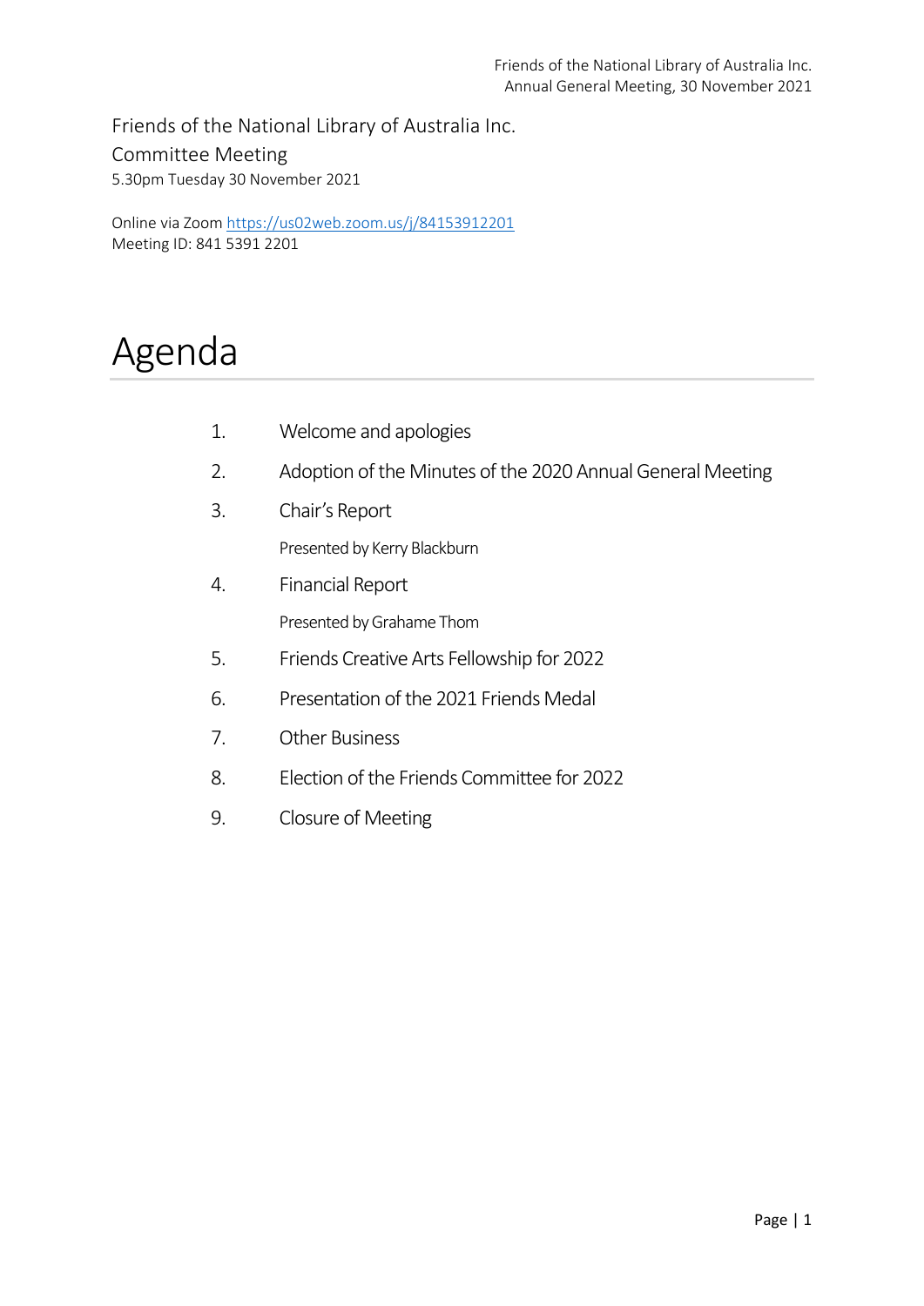Friends of the National Library of Australia Inc.

Committee Meeting

5.30pm Tuesday 30 November 2021

Online via Zoom [https://us02web.zoom.us/j/84153912201](https://us02web.zoom.us/j/84153912201)
Meeting ID: 841 5391 2201

# Agenda

1. Welcome and apologies
2. Adoption of the Minutes of the 2020 Annual General Meeting
3. Chair's Report

   Presented by Kerry Blackburn
4. Financial Report

   Presented by Grahame Thom
5. Friends Creative Arts Fellowship for 2022
6. Presentation of the 2021 Friends Medal
7. Other Business
8. Election of the Friends Committee for 2022
9. Closure of Meeting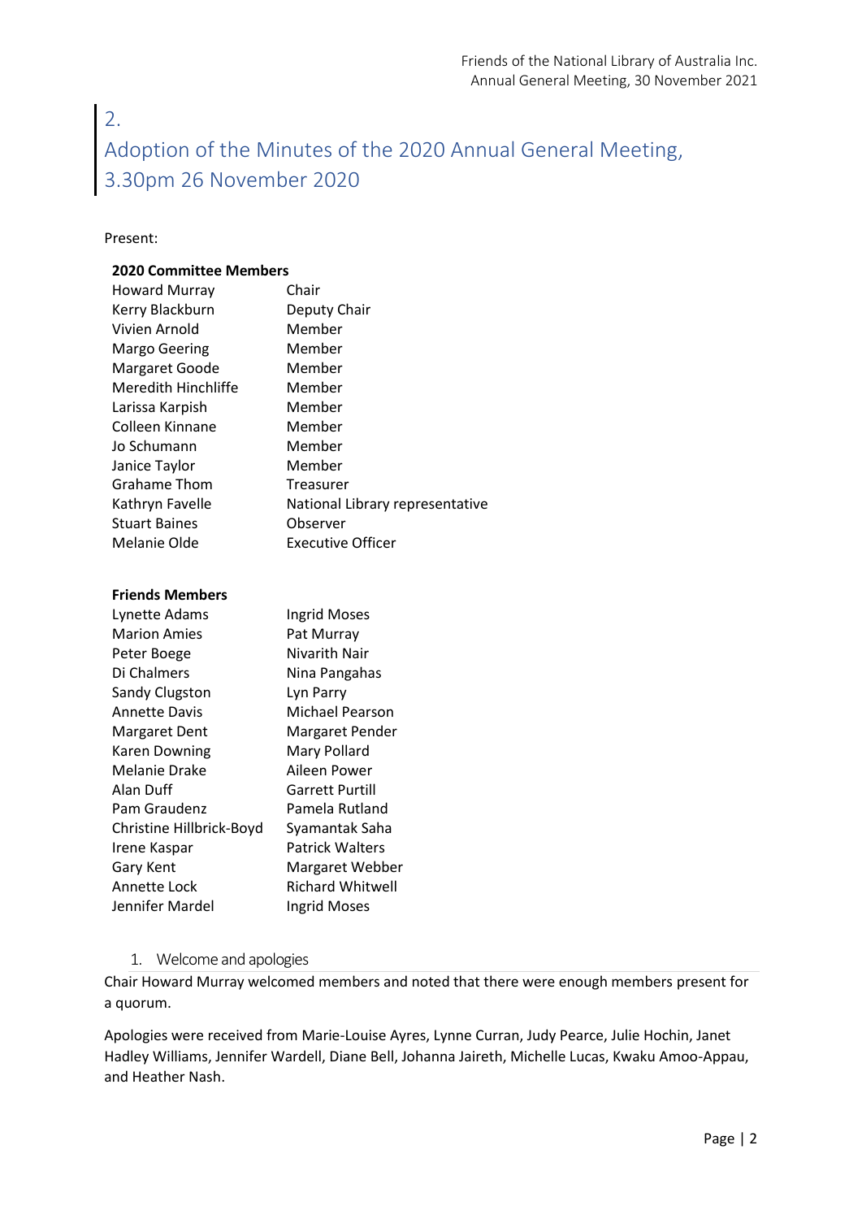## 2. Adoption of the Minutes of the 2020 Annual General Meeting, 3.30pm 26 November 2020

Present:

**2020 Committee Members**

| | |
|---|---|
| Howard Murray | Chair |
| Kerry Blackburn | Deputy Chair |
| Vivien Arnold | Member |
| Margo Geering | Member |
| Margaret Goode | Member |
| Meredith Hinchliffe | Member |
| Larissa Karpish | Member |
| Colleen Kinnane | Member |
| Jo Schumann | Member |
| Janice Taylor | Member |
| Grahame Thom | Treasurer |
| Kathryn Favelle | National Library representative |
| Stuart Baines | Observer |
| Melanie Olde | Executive Officer |

**Friends Members**

| | |
|---|---|
| Lynette Adams | Ingrid Moses |
| Marion Amies | Pat Murray |
| Peter Boege | Nivarith Nair |
| Di Chalmers | Nina Pangahas |
| Sandy Clugston | Lyn Parry |
| Annette Davis | Michael Pearson |
| Margaret Dent | Margaret Pender |
| Karen Downing | Mary Pollard |
| Melanie Drake | Aileen Power |
| Alan Duff | Garrett Purtill |
| Pam Graudenz | Pamela Rutland |
| Christine Hillbrick-Boyd | Syamantak Saha |
| Irene Kaspar | Patrick Walters |
| Gary Kent | Margaret Webber |
| Annette Lock | Richard Whitwell |
| Jennifer Mardel | Ingrid Moses |

1. Welcome and apologies

Chair Howard Murray welcomed members and noted that there were enough members present for a quorum.

Apologies were received from Marie-Louise Ayres, Lynne Curran, Judy Pearce, Julie Hochin, Janet Hadley Williams, Jennifer Wardell, Diane Bell, Johanna Jaireth, Michelle Lucas, Kwaku Amoo-Appau, and Heather Nash.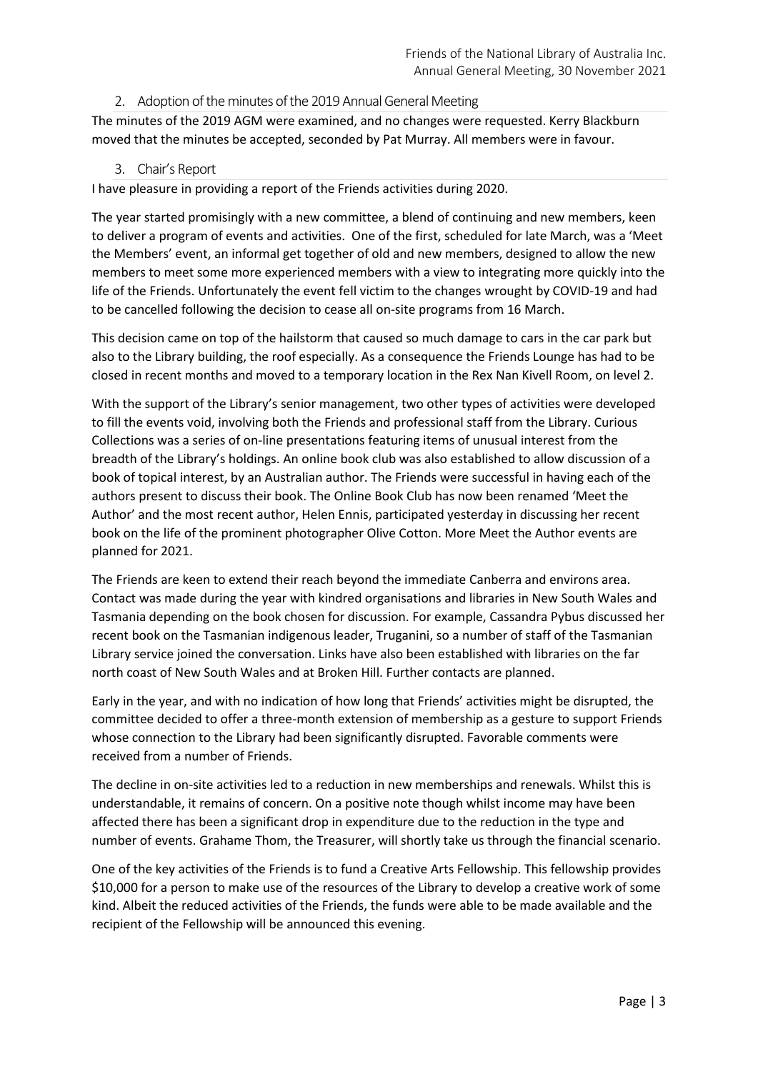## 2. Adoption of the minutes of the 2019 Annual General Meeting

The minutes of the 2019 AGM were examined, and no changes were requested. Kerry Blackburn moved that the minutes be accepted, seconded by Pat Murray. All members were in favour.

## 3. Chair's Report

I have pleasure in providing a report of the Friends activities during 2020.

The year started promisingly with a new committee, a blend of continuing and new members, keen to deliver a program of events and activities. One of the first, scheduled for late March, was a 'Meet the Members' event, an informal get together of old and new members, designed to allow the new members to meet some more experienced members with a view to integrating more quickly into the life of the Friends. Unfortunately the event fell victim to the changes wrought by COVID-19 and had to be cancelled following the decision to cease all on-site programs from 16 March.

This decision came on top of the hailstorm that caused so much damage to cars in the car park but also to the Library building, the roof especially. As a consequence the Friends Lounge has had to be closed in recent months and moved to a temporary location in the Rex Nan Kivell Room, on level 2.

With the support of the Library's senior management, two other types of activities were developed to fill the events void, involving both the Friends and professional staff from the Library. Curious Collections was a series of on-line presentations featuring items of unusual interest from the breadth of the Library's holdings. An online book club was also established to allow discussion of a book of topical interest, by an Australian author. The Friends were successful in having each of the authors present to discuss their book. The Online Book Club has now been renamed 'Meet the Author' and the most recent author, Helen Ennis, participated yesterday in discussing her recent book on the life of the prominent photographer Olive Cotton. More Meet the Author events are planned for 2021.

The Friends are keen to extend their reach beyond the immediate Canberra and environs area. Contact was made during the year with kindred organisations and libraries in New South Wales and Tasmania depending on the book chosen for discussion. For example, Cassandra Pybus discussed her recent book on the Tasmanian indigenous leader, Truganini, so a number of staff of the Tasmanian Library service joined the conversation. Links have also been established with libraries on the far north coast of New South Wales and at Broken Hill. Further contacts are planned.

Early in the year, and with no indication of how long that Friends' activities might be disrupted, the committee decided to offer a three-month extension of membership as a gesture to support Friends whose connection to the Library had been significantly disrupted. Favorable comments were received from a number of Friends.

The decline in on-site activities led to a reduction in new memberships and renewals. Whilst this is understandable, it remains of concern. On a positive note though whilst income may have been affected there has been a significant drop in expenditure due to the reduction in the type and number of events. Grahame Thom, the Treasurer, will shortly take us through the financial scenario.

One of the key activities of the Friends is to fund a Creative Arts Fellowship. This fellowship provides $10,000 for a person to make use of the resources of the Library to develop a creative work of some kind. Albeit the reduced activities of the Friends, the funds were able to be made available and the recipient of the Fellowship will be announced this evening.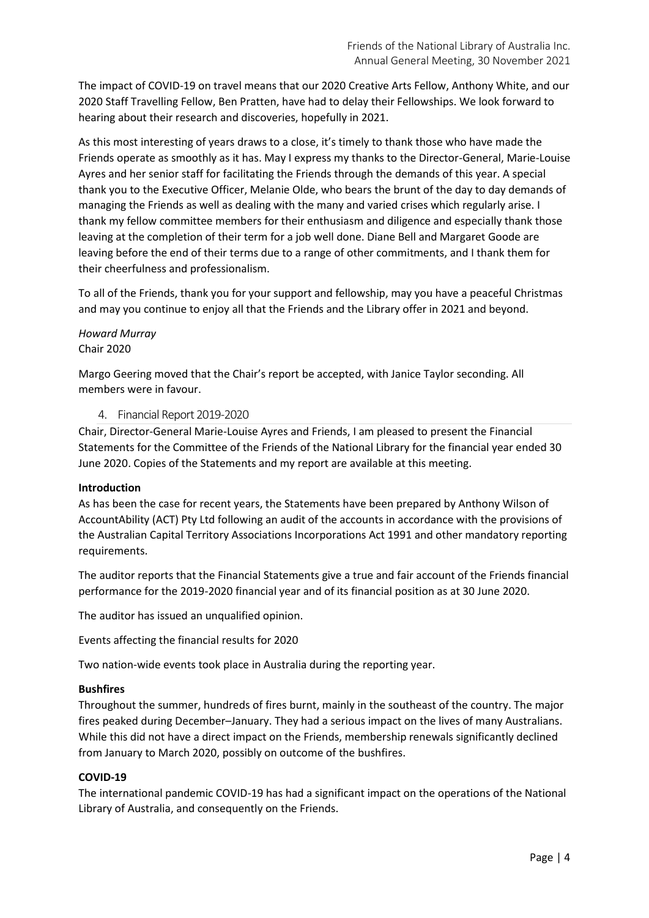The impact of COVID-19 on travel means that our 2020 Creative Arts Fellow, Anthony White, and our 2020 Staff Travelling Fellow, Ben Pratten, have had to delay their Fellowships. We look forward to hearing about their research and discoveries, hopefully in 2021.

As this most interesting of years draws to a close, it's timely to thank those who have made the Friends operate as smoothly as it has. May I express my thanks to the Director-General, Marie-Louise Ayres and her senior staff for facilitating the Friends through the demands of this year. A special thank you to the Executive Officer, Melanie Olde, who bears the brunt of the day to day demands of managing the Friends as well as dealing with the many and varied crises which regularly arise. I thank my fellow committee members for their enthusiasm and diligence and especially thank those leaving at the completion of their term for a job well done. Diane Bell and Margaret Goode are leaving before the end of their terms due to a range of other commitments, and I thank them for their cheerfulness and professionalism.

To all of the Friends, thank you for your support and fellowship, may you have a peaceful Christmas and may you continue to enjoy all that the Friends and the Library offer in 2021 and beyond.

*Howard Murray*
Chair 2020

Margo Geering moved that the Chair's report be accepted, with Janice Taylor seconding. All members were in favour.

## 4. Financial Report 2019-2020

Chair, Director-General Marie-Louise Ayres and Friends, I am pleased to present the Financial Statements for the Committee of the Friends of the National Library for the financial year ended 30 June 2020. Copies of the Statements and my report are available at this meeting.

**Introduction**

As has been the case for recent years, the Statements have been prepared by Anthony Wilson of AccountAbility (ACT) Pty Ltd following an audit of the accounts in accordance with the provisions of the Australian Capital Territory Associations Incorporations Act 1991 and other mandatory reporting requirements.

The auditor reports that the Financial Statements give a true and fair account of the Friends financial performance for the 2019-2020 financial year and of its financial position as at 30 June 2020.

The auditor has issued an unqualified opinion.

Events affecting the financial results for 2020

Two nation-wide events took place in Australia during the reporting year.

**Bushfires**

Throughout the summer, hundreds of fires burnt, mainly in the southeast of the country. The major fires peaked during December–January. They had a serious impact on the lives of many Australians. While this did not have a direct impact on the Friends, membership renewals significantly declined from January to March 2020, possibly on outcome of the bushfires.

**COVID-19**

The international pandemic COVID-19 has had a significant impact on the operations of the National Library of Australia, and consequently on the Friends.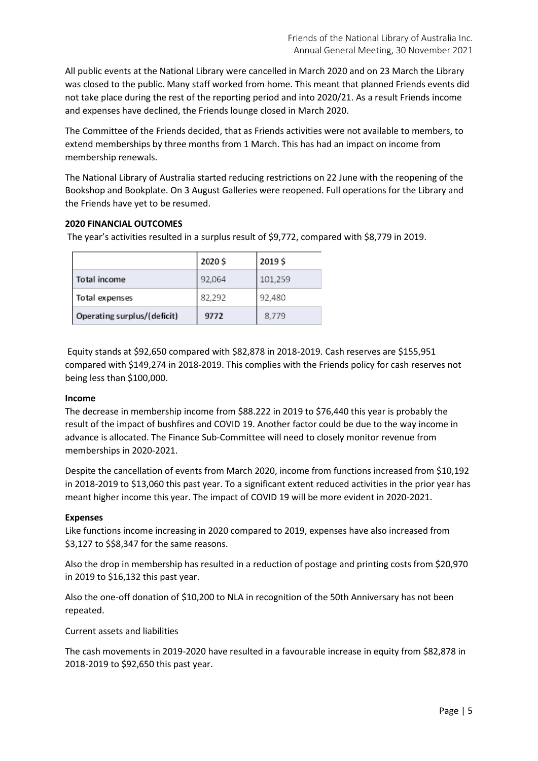All public events at the National Library were cancelled in March 2020 and on 23 March the Library was closed to the public. Many staff worked from home. This meant that planned Friends events did not take place during the rest of the reporting period and into 2020/21. As a result Friends income and expenses have declined, the Friends lounge closed in March 2020.

The Committee of the Friends decided, that as Friends activities were not available to members, to extend memberships by three months from 1 March. This has had an impact on income from membership renewals.

The National Library of Australia started reducing restrictions on 22 June with the reopening of the Bookshop and Bookplate. On 3 August Galleries were reopened. Full operations for the Library and the Friends have yet to be resumed.

**2020 FINANCIAL OUTCOMES**

The year's activities resulted in a surplus result of $9,772, compared with $8,779 in 2019.

| | 2020 $ | 2019 $ |
|---|---|---|
| Total income | 92,064 | 101,259 |
| Total expenses | 82,292 | 92,480 |
| Operating surplus/(deficit) | **9772** | 8,779 |

Equity stands at $92,650 compared with $82,878 in 2018-2019. Cash reserves are $155,951 compared with $149,274 in 2018-2019. This complies with the Friends policy for cash reserves not being less than $100,000.

**Income**

The decrease in membership income from $88.222 in 2019 to $76,440 this year is probably the result of the impact of bushfires and COVID 19. Another factor could be due to the way income in advance is allocated. The Finance Sub-Committee will need to closely monitor revenue from memberships in 2020-2021.

Despite the cancellation of events from March 2020, income from functions increased from $10,192 in 2018-2019 to $13,060 this past year. To a significant extent reduced activities in the prior year has meant higher income this year. The impact of COVID 19 will be more evident in 2020-2021.

**Expenses**

Like functions income increasing in 2020 compared to 2019, expenses have also increased from $3,127 to $$8,347 for the same reasons.

Also the drop in membership has resulted in a reduction of postage and printing costs from $20,970 in 2019 to $16,132 this past year.

Also the one-off donation of $10,200 to NLA in recognition of the 50th Anniversary has not been repeated.

Current assets and liabilities

The cash movements in 2019-2020 have resulted in a favourable increase in equity from $82,878 in 2018-2019 to $92,650 this past year.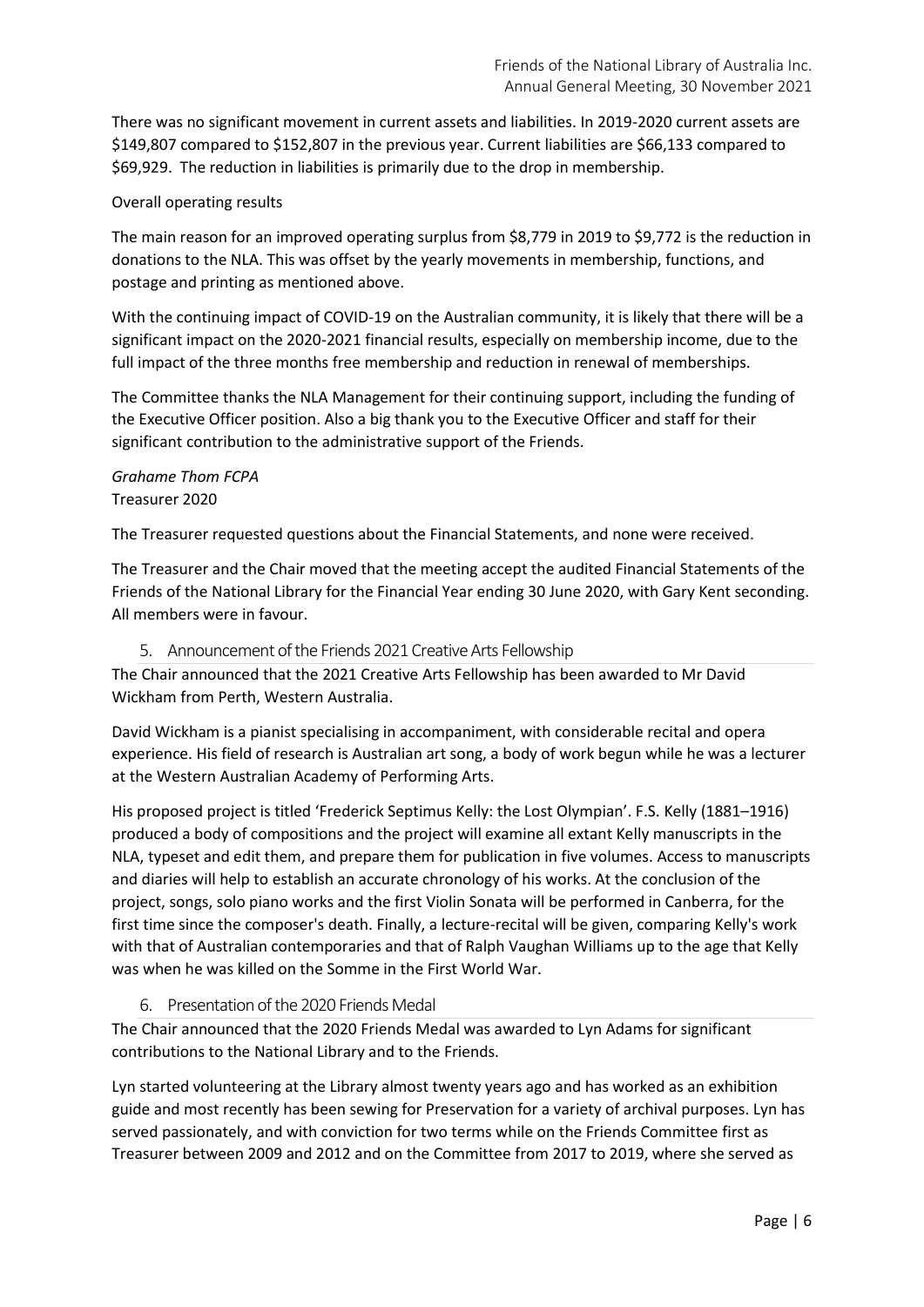There was no significant movement in current assets and liabilities. In 2019-2020 current assets are $149,807 compared to $152,807 in the previous year. Current liabilities are $66,133 compared to $69,929. The reduction in liabilities is primarily due to the drop in membership.

Overall operating results

The main reason for an improved operating surplus from $8,779 in 2019 to $9,772 is the reduction in donations to the NLA. This was offset by the yearly movements in membership, functions, and postage and printing as mentioned above.

With the continuing impact of COVID-19 on the Australian community, it is likely that there will be a significant impact on the 2020-2021 financial results, especially on membership income, due to the full impact of the three months free membership and reduction in renewal of memberships.

The Committee thanks the NLA Management for their continuing support, including the funding of the Executive Officer position. Also a big thank you to the Executive Officer and staff for their significant contribution to the administrative support of the Friends.

*Grahame Thom FCPA*
Treasurer 2020

The Treasurer requested questions about the Financial Statements, and none were received.

The Treasurer and the Chair moved that the meeting accept the audited Financial Statements of the Friends of the National Library for the Financial Year ending 30 June 2020, with Gary Kent seconding. All members were in favour.

## 5. Announcement of the Friends 2021 Creative Arts Fellowship

The Chair announced that the 2021 Creative Arts Fellowship has been awarded to Mr David Wickham from Perth, Western Australia.

David Wickham is a pianist specialising in accompaniment, with considerable recital and opera experience. His field of research is Australian art song, a body of work begun while he was a lecturer at the Western Australian Academy of Performing Arts.

His proposed project is titled 'Frederick Septimus Kelly: the Lost Olympian'. F.S. Kelly (1881–1916) produced a body of compositions and the project will examine all extant Kelly manuscripts in the NLA, typeset and edit them, and prepare them for publication in five volumes. Access to manuscripts and diaries will help to establish an accurate chronology of his works. At the conclusion of the project, songs, solo piano works and the first Violin Sonata will be performed in Canberra, for the first time since the composer's death. Finally, a lecture-recital will be given, comparing Kelly's work with that of Australian contemporaries and that of Ralph Vaughan Williams up to the age that Kelly was when he was killed on the Somme in the First World War.

## 6. Presentation of the 2020 Friends Medal

The Chair announced that the 2020 Friends Medal was awarded to Lyn Adams for significant contributions to the National Library and to the Friends.

Lyn started volunteering at the Library almost twenty years ago and has worked as an exhibition guide and most recently has been sewing for Preservation for a variety of archival purposes. Lyn has served passionately, and with conviction for two terms while on the Friends Committee first as Treasurer between 2009 and 2012 and on the Committee from 2017 to 2019, where she served as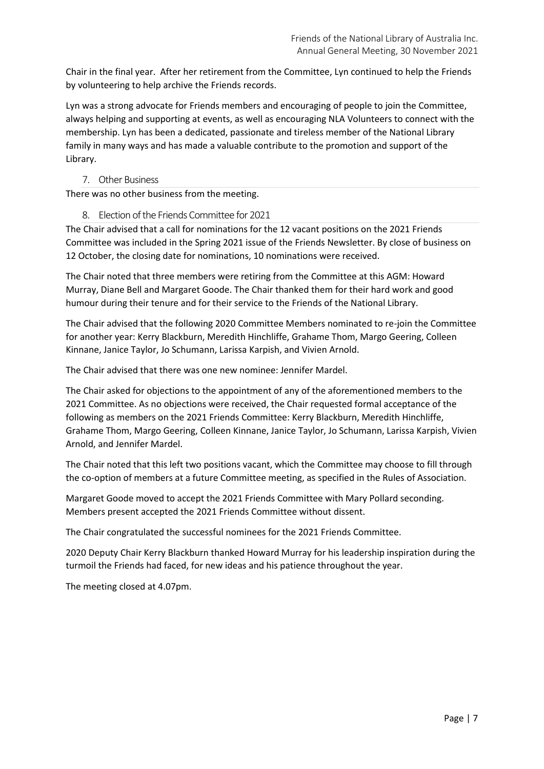Chair in the final year. After her retirement from the Committee, Lyn continued to help the Friends by volunteering to help archive the Friends records.

Lyn was a strong advocate for Friends members and encouraging of people to join the Committee, always helping and supporting at events, as well as encouraging NLA Volunteers to connect with the membership. Lyn has been a dedicated, passionate and tireless member of the National Library family in many ways and has made a valuable contribute to the promotion and support of the Library.

## 7. Other Business

There was no other business from the meeting.

## 8. Election of the Friends Committee for 2021

The Chair advised that a call for nominations for the 12 vacant positions on the 2021 Friends Committee was included in the Spring 2021 issue of the Friends Newsletter. By close of business on 12 October, the closing date for nominations, 10 nominations were received.

The Chair noted that three members were retiring from the Committee at this AGM: Howard Murray, Diane Bell and Margaret Goode. The Chair thanked them for their hard work and good humour during their tenure and for their service to the Friends of the National Library.

The Chair advised that the following 2020 Committee Members nominated to re-join the Committee for another year: Kerry Blackburn, Meredith Hinchliffe, Grahame Thom, Margo Geering, Colleen Kinnane, Janice Taylor, Jo Schumann, Larissa Karpish, and Vivien Arnold.

The Chair advised that there was one new nominee: Jennifer Mardel.

The Chair asked for objections to the appointment of any of the aforementioned members to the 2021 Committee. As no objections were received, the Chair requested formal acceptance of the following as members on the 2021 Friends Committee: Kerry Blackburn, Meredith Hinchliffe, Grahame Thom, Margo Geering, Colleen Kinnane, Janice Taylor, Jo Schumann, Larissa Karpish, Vivien Arnold, and Jennifer Mardel.

The Chair noted that this left two positions vacant, which the Committee may choose to fill through the co-option of members at a future Committee meeting, as specified in the Rules of Association.

Margaret Goode moved to accept the 2021 Friends Committee with Mary Pollard seconding. Members present accepted the 2021 Friends Committee without dissent.

The Chair congratulated the successful nominees for the 2021 Friends Committee.

2020 Deputy Chair Kerry Blackburn thanked Howard Murray for his leadership inspiration during the turmoil the Friends had faced, for new ideas and his patience throughout the year.

The meeting closed at 4.07pm.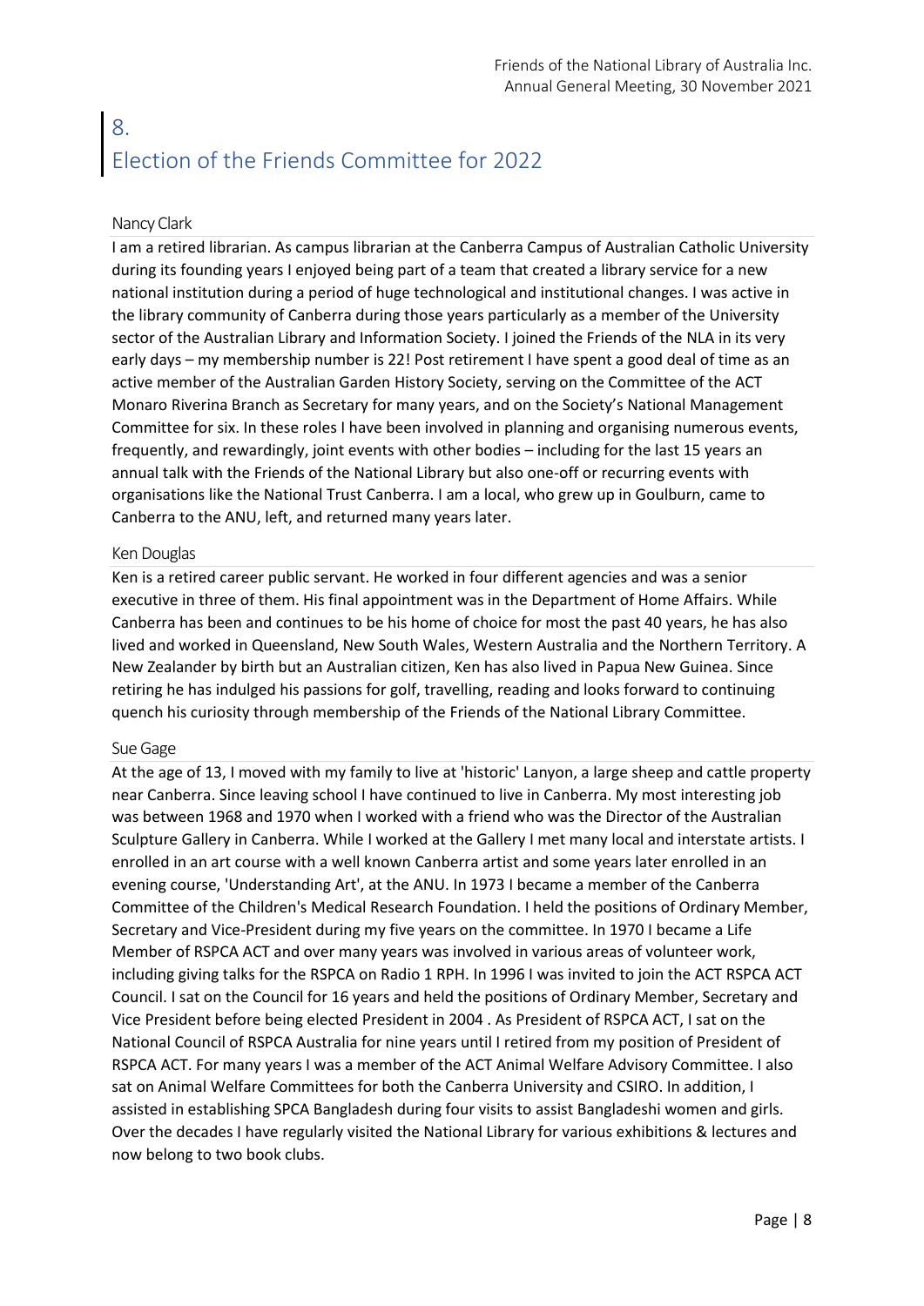# 8. Election of the Friends Committee for 2022

### Nancy Clark

I am a retired librarian. As campus librarian at the Canberra Campus of Australian Catholic University during its founding years I enjoyed being part of a team that created a library service for a new national institution during a period of huge technological and institutional changes. I was active in the library community of Canberra during those years particularly as a member of the University sector of the Australian Library and Information Society. I joined the Friends of the NLA in its very early days – my membership number is 22! Post retirement I have spent a good deal of time as an active member of the Australian Garden History Society, serving on the Committee of the ACT Monaro Riverina Branch as Secretary for many years, and on the Society's National Management Committee for six. In these roles I have been involved in planning and organising numerous events, frequently, and rewardingly, joint events with other bodies – including for the last 15 years an annual talk with the Friends of the National Library but also one-off or recurring events with organisations like the National Trust Canberra. I am a local, who grew up in Goulburn, came to Canberra to the ANU, left, and returned many years later.

### Ken Douglas

Ken is a retired career public servant. He worked in four different agencies and was a senior executive in three of them. His final appointment was in the Department of Home Affairs. While Canberra has been and continues to be his home of choice for most the past 40 years, he has also lived and worked in Queensland, New South Wales, Western Australia and the Northern Territory. A New Zealander by birth but an Australian citizen, Ken has also lived in Papua New Guinea. Since retiring he has indulged his passions for golf, travelling, reading and looks forward to continuing quench his curiosity through membership of the Friends of the National Library Committee.

### Sue Gage

At the age of 13, I moved with my family to live at 'historic' Lanyon, a large sheep and cattle property near Canberra. Since leaving school I have continued to live in Canberra. My most interesting job was between 1968 and 1970 when I worked with a friend who was the Director of the Australian Sculpture Gallery in Canberra. While I worked at the Gallery I met many local and interstate artists. I enrolled in an art course with a well known Canberra artist and some years later enrolled in an evening course, 'Understanding Art', at the ANU. In 1973 I became a member of the Canberra Committee of the Children's Medical Research Foundation. I held the positions of Ordinary Member, Secretary and Vice-President during my five years on the committee. In 1970 I became a Life Member of RSPCA ACT and over many years was involved in various areas of volunteer work, including giving talks for the RSPCA on Radio 1 RPH. In 1996 I was invited to join the ACT RSPCA ACT Council. I sat on the Council for 16 years and held the positions of Ordinary Member, Secretary and Vice President before being elected President in 2004 . As President of RSPCA ACT, I sat on the National Council of RSPCA Australia for nine years until I retired from my position of President of RSPCA ACT. For many years I was a member of the ACT Animal Welfare Advisory Committee. I also sat on Animal Welfare Committees for both the Canberra University and CSIRO. In addition, I assisted in establishing SPCA Bangladesh during four visits to assist Bangladeshi women and girls. Over the decades I have regularly visited the National Library for various exhibitions & lectures and now belong to two book clubs.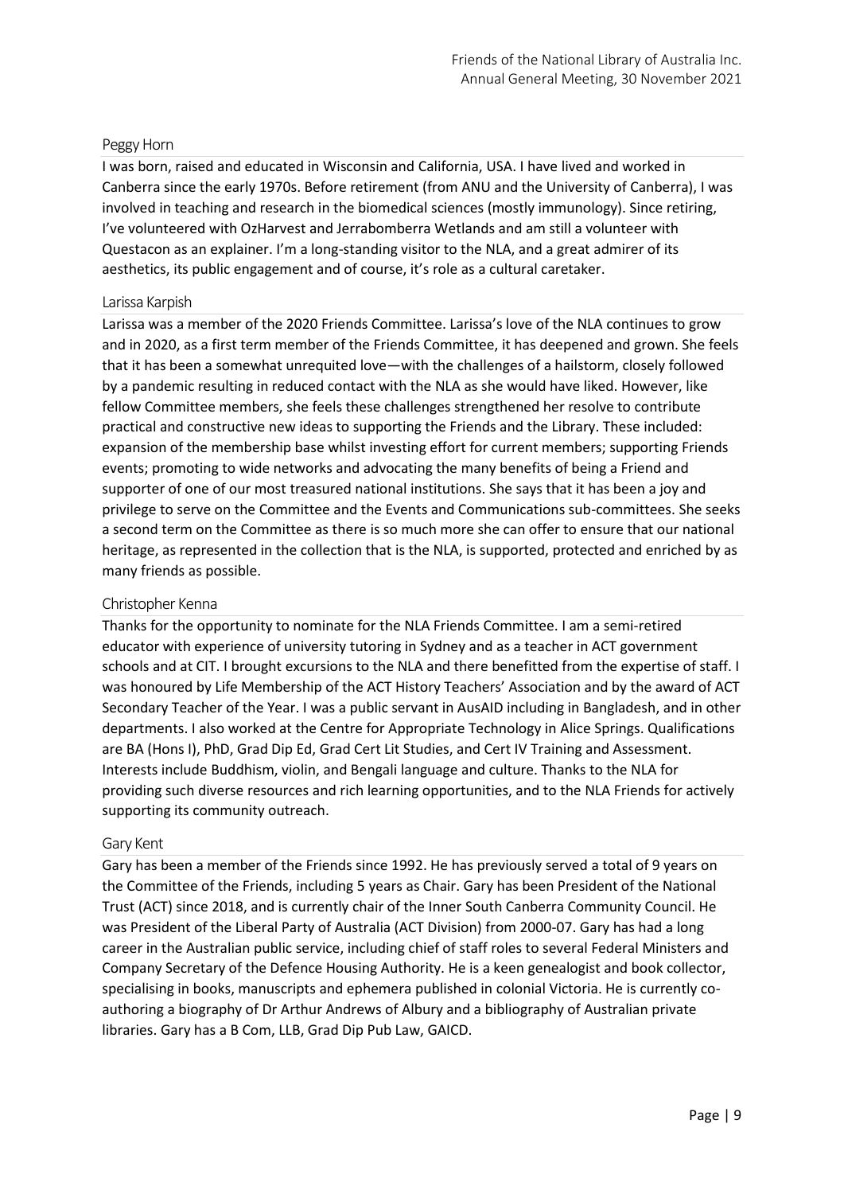### Peggy Horn

I was born, raised and educated in Wisconsin and California, USA. I have lived and worked in Canberra since the early 1970s. Before retirement (from ANU and the University of Canberra), I was involved in teaching and research in the biomedical sciences (mostly immunology). Since retiring, I've volunteered with OzHarvest and Jerrabomberra Wetlands and am still a volunteer with Questacon as an explainer. I'm a long-standing visitor to the NLA, and a great admirer of its aesthetics, its public engagement and of course, it's role as a cultural caretaker.

### Larissa Karpish

Larissa was a member of the 2020 Friends Committee. Larissa's love of the NLA continues to grow and in 2020, as a first term member of the Friends Committee, it has deepened and grown. She feels that it has been a somewhat unrequited love—with the challenges of a hailstorm, closely followed by a pandemic resulting in reduced contact with the NLA as she would have liked. However, like fellow Committee members, she feels these challenges strengthened her resolve to contribute practical and constructive new ideas to supporting the Friends and the Library. These included: expansion of the membership base whilst investing effort for current members; supporting Friends events; promoting to wide networks and advocating the many benefits of being a Friend and supporter of one of our most treasured national institutions. She says that it has been a joy and privilege to serve on the Committee and the Events and Communications sub-committees. She seeks a second term on the Committee as there is so much more she can offer to ensure that our national heritage, as represented in the collection that is the NLA, is supported, protected and enriched by as many friends as possible.

### Christopher Kenna

Thanks for the opportunity to nominate for the NLA Friends Committee. I am a semi-retired educator with experience of university tutoring in Sydney and as a teacher in ACT government schools and at CIT. I brought excursions to the NLA and there benefitted from the expertise of staff. I was honoured by Life Membership of the ACT History Teachers' Association and by the award of ACT Secondary Teacher of the Year. I was a public servant in AusAID including in Bangladesh, and in other departments. I also worked at the Centre for Appropriate Technology in Alice Springs. Qualifications are BA (Hons I), PhD, Grad Dip Ed, Grad Cert Lit Studies, and Cert IV Training and Assessment. Interests include Buddhism, violin, and Bengali language and culture. Thanks to the NLA for providing such diverse resources and rich learning opportunities, and to the NLA Friends for actively supporting its community outreach.

### Gary Kent

Gary has been a member of the Friends since 1992. He has previously served a total of 9 years on the Committee of the Friends, including 5 years as Chair. Gary has been President of the National Trust (ACT) since 2018, and is currently chair of the Inner South Canberra Community Council. He was President of the Liberal Party of Australia (ACT Division) from 2000-07. Gary has had a long career in the Australian public service, including chief of staff roles to several Federal Ministers and Company Secretary of the Defence Housing Authority. He is a keen genealogist and book collector, specialising in books, manuscripts and ephemera published in colonial Victoria. He is currently co-authoring a biography of Dr Arthur Andrews of Albury and a bibliography of Australian private libraries. Gary has a B Com, LLB, Grad Dip Pub Law, GAICD.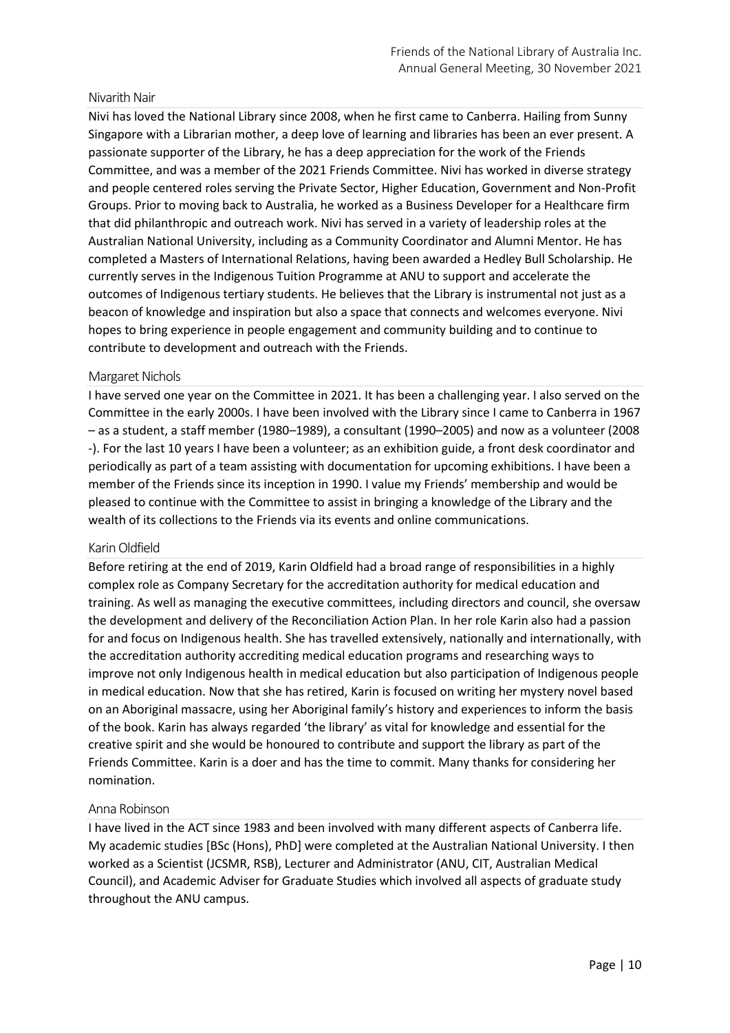### Nivarith Nair

Nivi has loved the National Library since 2008, when he first came to Canberra. Hailing from Sunny Singapore with a Librarian mother, a deep love of learning and libraries has been an ever present. A passionate supporter of the Library, he has a deep appreciation for the work of the Friends Committee, and was a member of the 2021 Friends Committee. Nivi has worked in diverse strategy and people centered roles serving the Private Sector, Higher Education, Government and Non-Profit Groups. Prior to moving back to Australia, he worked as a Business Developer for a Healthcare firm that did philanthropic and outreach work. Nivi has served in a variety of leadership roles at the Australian National University, including as a Community Coordinator and Alumni Mentor. He has completed a Masters of International Relations, having been awarded a Hedley Bull Scholarship. He currently serves in the Indigenous Tuition Programme at ANU to support and accelerate the outcomes of Indigenous tertiary students. He believes that the Library is instrumental not just as a beacon of knowledge and inspiration but also a space that connects and welcomes everyone. Nivi hopes to bring experience in people engagement and community building and to continue to contribute to development and outreach with the Friends.

### Margaret Nichols

I have served one year on the Committee in 2021. It has been a challenging year. I also served on the Committee in the early 2000s. I have been involved with the Library since I came to Canberra in 1967 – as a student, a staff member (1980–1989), a consultant (1990–2005) and now as a volunteer (2008 -). For the last 10 years I have been a volunteer; as an exhibition guide, a front desk coordinator and periodically as part of a team assisting with documentation for upcoming exhibitions. I have been a member of the Friends since its inception in 1990. I value my Friends' membership and would be pleased to continue with the Committee to assist in bringing a knowledge of the Library and the wealth of its collections to the Friends via its events and online communications.

### Karin Oldfield

Before retiring at the end of 2019, Karin Oldfield had a broad range of responsibilities in a highly complex role as Company Secretary for the accreditation authority for medical education and training. As well as managing the executive committees, including directors and council, she oversaw the development and delivery of the Reconciliation Action Plan. In her role Karin also had a passion for and focus on Indigenous health. She has travelled extensively, nationally and internationally, with the accreditation authority accrediting medical education programs and researching ways to improve not only Indigenous health in medical education but also participation of Indigenous people in medical education. Now that she has retired, Karin is focused on writing her mystery novel based on an Aboriginal massacre, using her Aboriginal family's history and experiences to inform the basis of the book. Karin has always regarded 'the library' as vital for knowledge and essential for the creative spirit and she would be honoured to contribute and support the library as part of the Friends Committee. Karin is a doer and has the time to commit. Many thanks for considering her nomination.

### Anna Robinson

I have lived in the ACT since 1983 and been involved with many different aspects of Canberra life. My academic studies [BSc (Hons), PhD] were completed at the Australian National University. I then worked as a Scientist (JCSMR, RSB), Lecturer and Administrator (ANU, CIT, Australian Medical Council), and Academic Adviser for Graduate Studies which involved all aspects of graduate study throughout the ANU campus.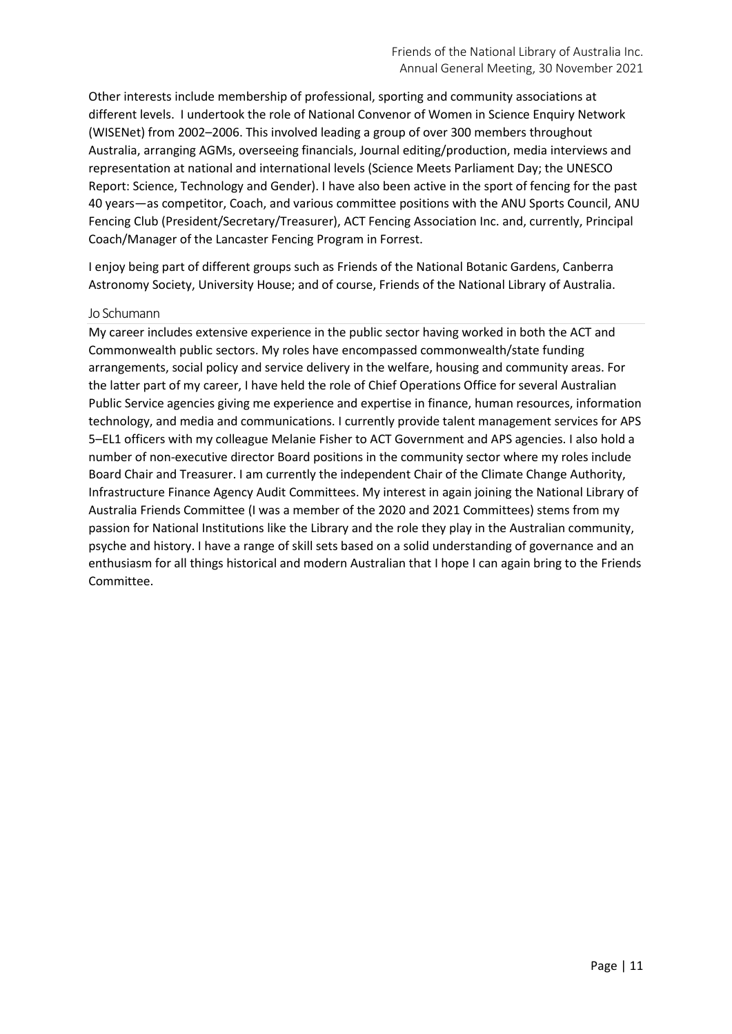Other interests include membership of professional, sporting and community associations at different levels. I undertook the role of National Convenor of Women in Science Enquiry Network (WISENet) from 2002–2006. This involved leading a group of over 300 members throughout Australia, arranging AGMs, overseeing financials, Journal editing/production, media interviews and representation at national and international levels (Science Meets Parliament Day; the UNESCO Report: Science, Technology and Gender). I have also been active in the sport of fencing for the past 40 years—as competitor, Coach, and various committee positions with the ANU Sports Council, ANU Fencing Club (President/Secretary/Treasurer), ACT Fencing Association Inc. and, currently, Principal Coach/Manager of the Lancaster Fencing Program in Forrest.

I enjoy being part of different groups such as Friends of the National Botanic Gardens, Canberra Astronomy Society, University House; and of course, Friends of the National Library of Australia.

### Jo Schumann

My career includes extensive experience in the public sector having worked in both the ACT and Commonwealth public sectors. My roles have encompassed commonwealth/state funding arrangements, social policy and service delivery in the welfare, housing and community areas. For the latter part of my career, I have held the role of Chief Operations Office for several Australian Public Service agencies giving me experience and expertise in finance, human resources, information technology, and media and communications. I currently provide talent management services for APS 5–EL1 officers with my colleague Melanie Fisher to ACT Government and APS agencies. I also hold a number of non-executive director Board positions in the community sector where my roles include Board Chair and Treasurer. I am currently the independent Chair of the Climate Change Authority, Infrastructure Finance Agency Audit Committees. My interest in again joining the National Library of Australia Friends Committee (I was a member of the 2020 and 2021 Committees) stems from my passion for National Institutions like the Library and the role they play in the Australian community, psyche and history. I have a range of skill sets based on a solid understanding of governance and an enthusiasm for all things historical and modern Australian that I hope I can again bring to the Friends Committee.